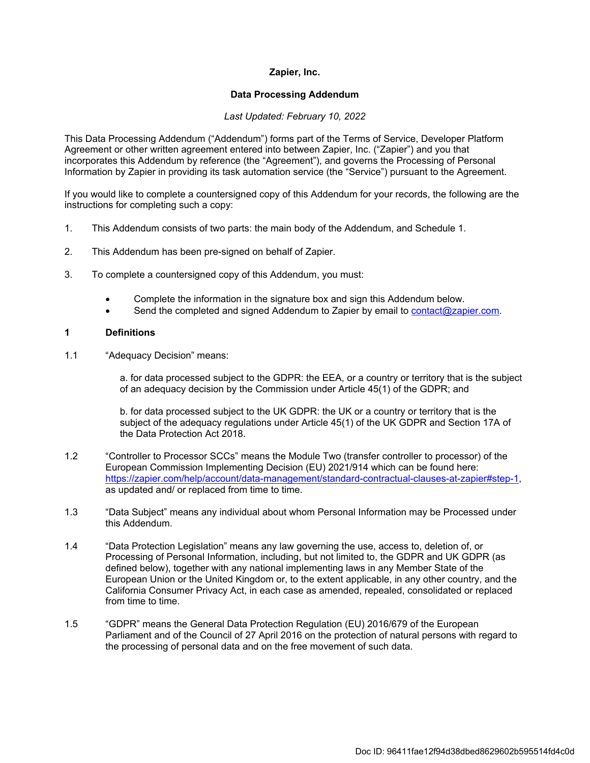**Zapier, Inc.**

**Data Processing Addendum**

*Last Updated: February 10, 2022*

This Data Processing Addendum ("Addendum") forms part of the Terms of Service, Developer Platform Agreement or other written agreement entered into between Zapier, Inc. ("Zapier") and you that incorporates this Addendum by reference (the "Agreement"), and governs the Processing of Personal Information by Zapier in providing its task automation service (the "Service") pursuant to the Agreement.

If you would like to complete a countersigned copy of this Addendum for your records, the following are the instructions for completing such a copy:

1. This Addendum consists of two parts: the main body of the Addendum, and Schedule 1.

2. This Addendum has been pre-signed on behalf of Zapier.

3. To complete a countersigned copy of this Addendum, you must:

   - Complete the information in the signature box and sign this Addendum below.
   - Send the completed and signed Addendum to Zapier by email to contact@zapier.com.

## 1 Definitions

1.1 "Adequacy Decision" means:

a. for data processed subject to the GDPR: the EEA, or a country or territory that is the subject of an adequacy decision by the Commission under Article 45(1) of the GDPR; and

b. for data processed subject to the UK GDPR: the UK or a country or territory that is the subject of the adequacy regulations under Article 45(1) of the UK GDPR and Section 17A of the Data Protection Act 2018.

1.2 "Controller to Processor SCCs" means the Module Two (transfer controller to processor) of the European Commission Implementing Decision (EU) 2021/914 which can be found here: https://zapier.com/help/account/data-management/standard-contractual-clauses-at-zapier#step-1, as updated and/ or replaced from time to time.

1.3 "Data Subject" means any individual about whom Personal Information may be Processed under this Addendum.

1.4 "Data Protection Legislation" means any law governing the use, access to, deletion of, or Processing of Personal Information, including, but not limited to, the GDPR and UK GDPR (as defined below), together with any national implementing laws in any Member State of the European Union or the United Kingdom or, to the extent applicable, in any other country, and the California Consumer Privacy Act, in each case as amended, repealed, consolidated or replaced from time to time.

1.5 "GDPR" means the General Data Protection Regulation (EU) 2016/679 of the European Parliament and of the Council of 27 April 2016 on the protection of natural persons with regard to the processing of personal data and on the free movement of such data.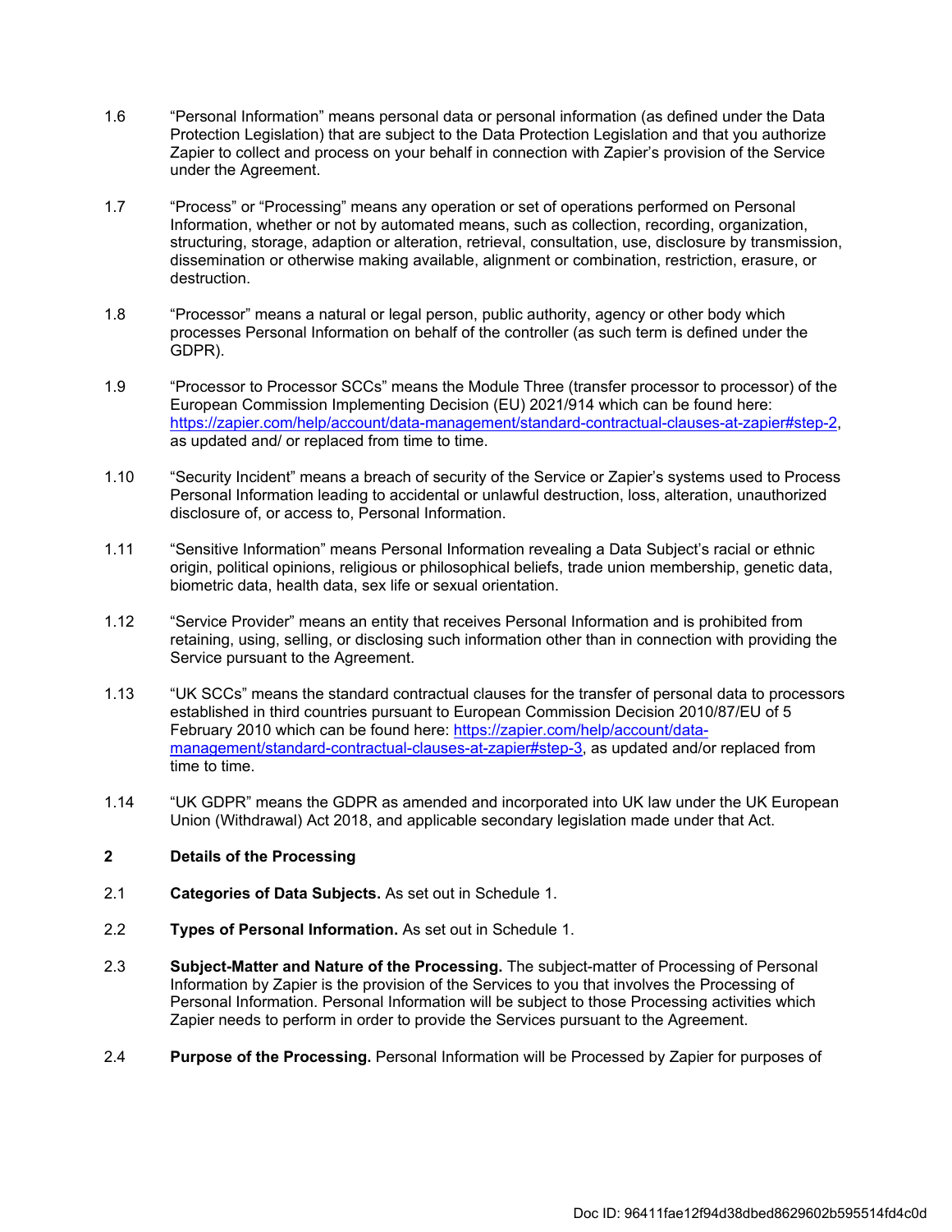1.6 “Personal Information” means personal data or personal information (as defined under the Data Protection Legislation) that are subject to the Data Protection Legislation and that you authorize Zapier to collect and process on your behalf in connection with Zapier’s provision of the Service under the Agreement.

1.7 “Process” or “Processing” means any operation or set of operations performed on Personal Information, whether or not by automated means, such as collection, recording, organization, structuring, storage, adaption or alteration, retrieval, consultation, use, disclosure by transmission, dissemination or otherwise making available, alignment or combination, restriction, erasure, or destruction.

1.8 “Processor” means a natural or legal person, public authority, agency or other body which processes Personal Information on behalf of the controller (as such term is defined under the GDPR).

1.9 “Processor to Processor SCCs” means the Module Three (transfer processor to processor) of the European Commission Implementing Decision (EU) 2021/914 which can be found here: [https://zapier.com/help/account/data-management/standard-contractual-clauses-at-zapier#step-2](https://zapier.com/help/account/data-management/standard-contractual-clauses-at-zapier#step-2), as updated and/ or replaced from time to time.

1.10 “Security Incident” means a breach of security of the Service or Zapier’s systems used to Process Personal Information leading to accidental or unlawful destruction, loss, alteration, unauthorized disclosure of, or access to, Personal Information.

1.11 “Sensitive Information” means Personal Information revealing a Data Subject’s racial or ethnic origin, political opinions, religious or philosophical beliefs, trade union membership, genetic data, biometric data, health data, sex life or sexual orientation.

1.12 “Service Provider” means an entity that receives Personal Information and is prohibited from retaining, using, selling, or disclosing such information other than in connection with providing the Service pursuant to the Agreement.

1.13 “UK SCCs” means the standard contractual clauses for the transfer of personal data to processors established in third countries pursuant to European Commission Decision 2010/87/EU of 5 February 2010 which can be found here: [https://zapier.com/help/account/data-management/standard-contractual-clauses-at-zapier#step-3](https://zapier.com/help/account/data-management/standard-contractual-clauses-at-zapier#step-3), as updated and/or replaced from time to time.

1.14 “UK GDPR” means the GDPR as amended and incorporated into UK law under the UK European Union (Withdrawal) Act 2018, and applicable secondary legislation made under that Act.

## 2 Details of the Processing

2.1 **Categories of Data Subjects.** As set out in Schedule 1.

2.2 **Types of Personal Information.** As set out in Schedule 1.

2.3 **Subject-Matter and Nature of the Processing.** The subject-matter of Processing of Personal Information by Zapier is the provision of the Services to you that involves the Processing of Personal Information. Personal Information will be subject to those Processing activities which Zapier needs to perform in order to provide the Services pursuant to the Agreement.

2.4 **Purpose of the Processing.** Personal Information will be Processed by Zapier for purposes of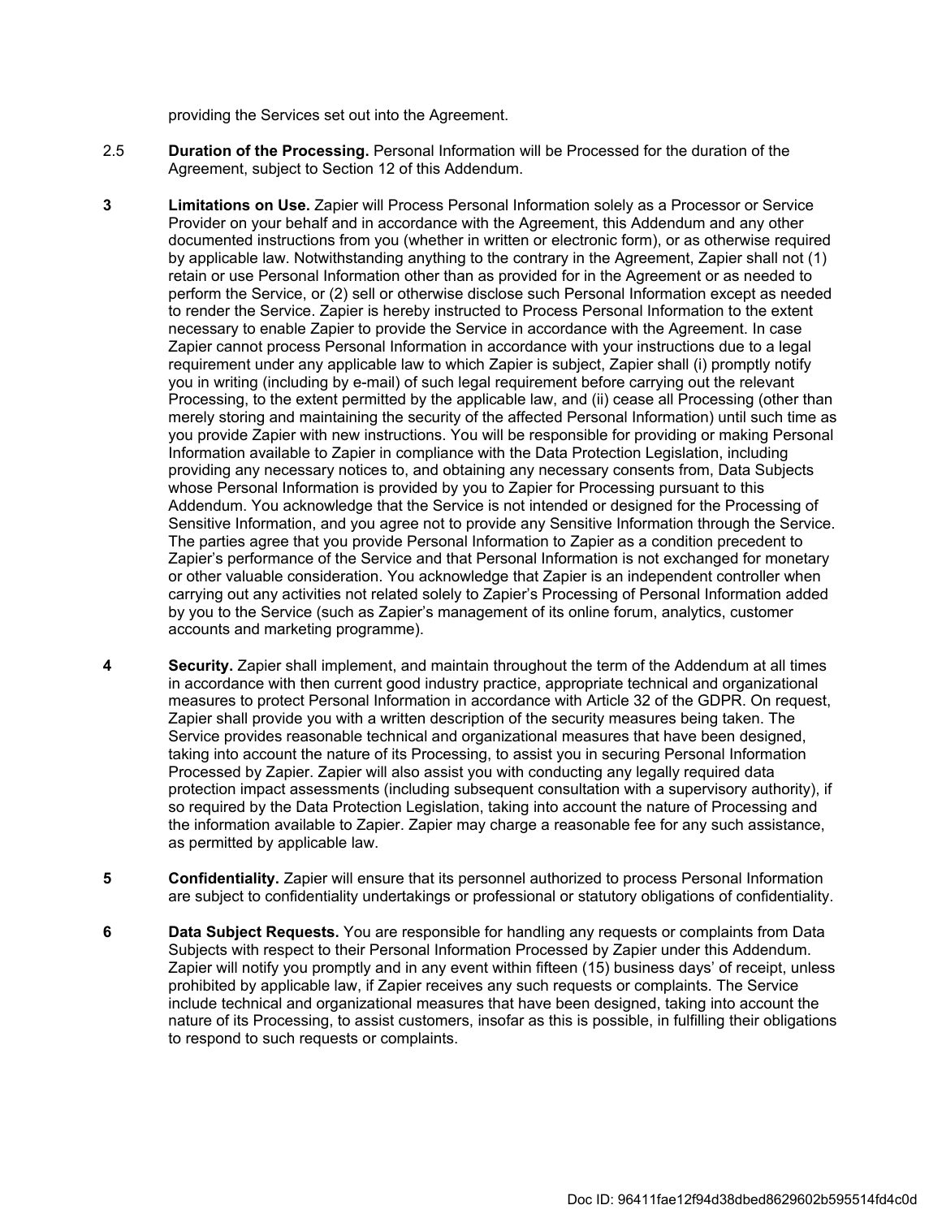providing the Services set out into the Agreement.

2.5 **Duration of the Processing.** Personal Information will be Processed for the duration of the Agreement, subject to Section 12 of this Addendum.

**3** **Limitations on Use.** Zapier will Process Personal Information solely as a Processor or Service Provider on your behalf and in accordance with the Agreement, this Addendum and any other documented instructions from you (whether in written or electronic form), or as otherwise required by applicable law. Notwithstanding anything to the contrary in the Agreement, Zapier shall not (1) retain or use Personal Information other than as provided for in the Agreement or as needed to perform the Service, or (2) sell or otherwise disclose such Personal Information except as needed to render the Service. Zapier is hereby instructed to Process Personal Information to the extent necessary to enable Zapier to provide the Service in accordance with the Agreement. In case Zapier cannot process Personal Information in accordance with your instructions due to a legal requirement under any applicable law to which Zapier is subject, Zapier shall (i) promptly notify you in writing (including by e-mail) of such legal requirement before carrying out the relevant Processing, to the extent permitted by the applicable law, and (ii) cease all Processing (other than merely storing and maintaining the security of the affected Personal Information) until such time as you provide Zapier with new instructions. You will be responsible for providing or making Personal Information available to Zapier in compliance with the Data Protection Legislation, including providing any necessary notices to, and obtaining any necessary consents from, Data Subjects whose Personal Information is provided by you to Zapier for Processing pursuant to this Addendum. You acknowledge that the Service is not intended or designed for the Processing of Sensitive Information, and you agree not to provide any Sensitive Information through the Service. The parties agree that you provide Personal Information to Zapier as a condition precedent to Zapier's performance of the Service and that Personal Information is not exchanged for monetary or other valuable consideration. You acknowledge that Zapier is an independent controller when carrying out any activities not related solely to Zapier's Processing of Personal Information added by you to the Service (such as Zapier's management of its online forum, analytics, customer accounts and marketing programme).

**4** **Security.** Zapier shall implement, and maintain throughout the term of the Addendum at all times in accordance with then current good industry practice, appropriate technical and organizational measures to protect Personal Information in accordance with Article 32 of the GDPR. On request, Zapier shall provide you with a written description of the security measures being taken. The Service provides reasonable technical and organizational measures that have been designed, taking into account the nature of its Processing, to assist you in securing Personal Information Processed by Zapier. Zapier will also assist you with conducting any legally required data protection impact assessments (including subsequent consultation with a supervisory authority), if so required by the Data Protection Legislation, taking into account the nature of Processing and the information available to Zapier. Zapier may charge a reasonable fee for any such assistance, as permitted by applicable law.

**5** **Confidentiality.** Zapier will ensure that its personnel authorized to process Personal Information are subject to confidentiality undertakings or professional or statutory obligations of confidentiality.

**6** **Data Subject Requests.** You are responsible for handling any requests or complaints from Data Subjects with respect to their Personal Information Processed by Zapier under this Addendum. Zapier will notify you promptly and in any event within fifteen (15) business days' of receipt, unless prohibited by applicable law, if Zapier receives any such requests or complaints. The Service include technical and organizational measures that have been designed, taking into account the nature of its Processing, to assist customers, insofar as this is possible, in fulfilling their obligations to respond to such requests or complaints.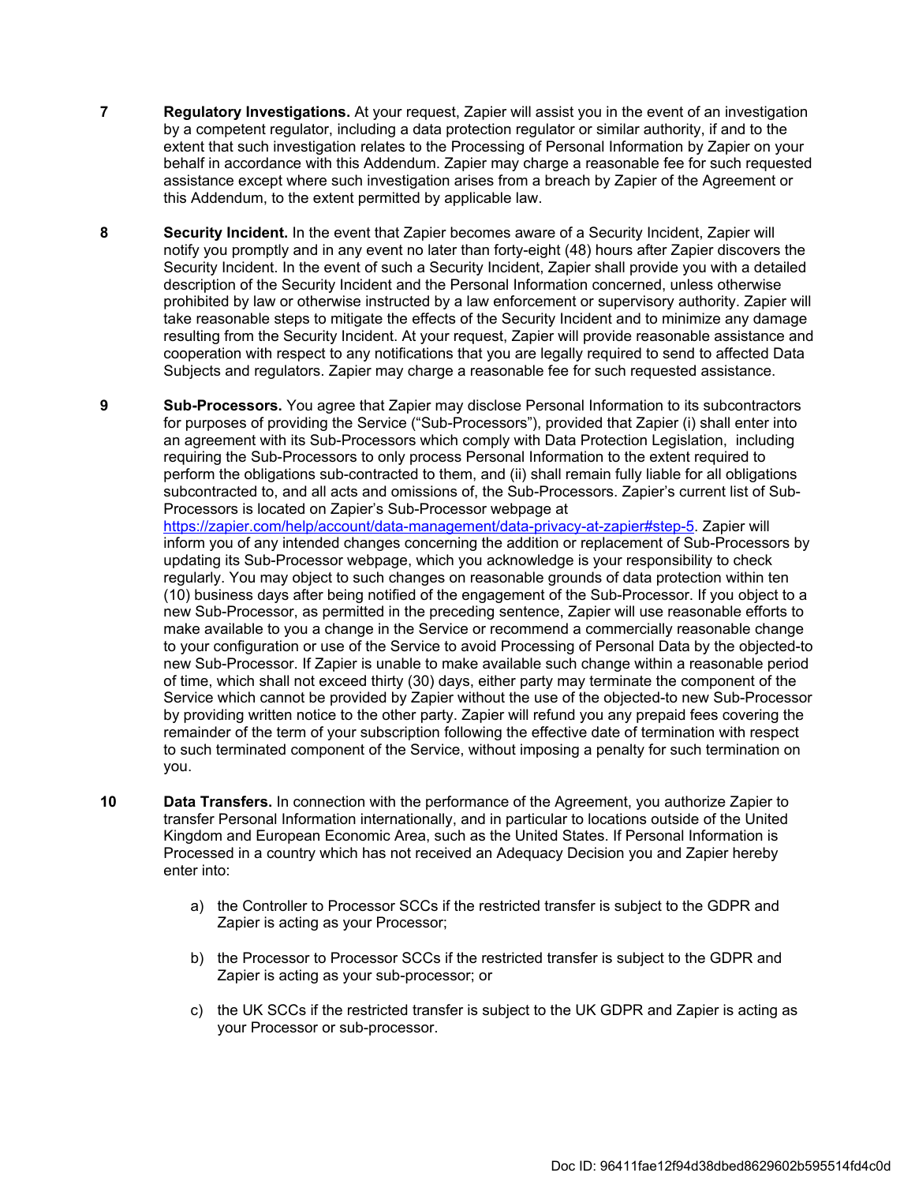7 **Regulatory Investigations.** At your request, Zapier will assist you in the event of an investigation by a competent regulator, including a data protection regulator or similar authority, if and to the extent that such investigation relates to the Processing of Personal Information by Zapier on your behalf in accordance with this Addendum. Zapier may charge a reasonable fee for such requested assistance except where such investigation arises from a breach by Zapier of the Agreement or this Addendum, to the extent permitted by applicable law.

8 **Security Incident.** In the event that Zapier becomes aware of a Security Incident, Zapier will notify you promptly and in any event no later than forty-eight (48) hours after Zapier discovers the Security Incident. In the event of such a Security Incident, Zapier shall provide you with a detailed description of the Security Incident and the Personal Information concerned, unless otherwise prohibited by law or otherwise instructed by a law enforcement or supervisory authority. Zapier will take reasonable steps to mitigate the effects of the Security Incident and to minimize any damage resulting from the Security Incident. At your request, Zapier will provide reasonable assistance and cooperation with respect to any notifications that you are legally required to send to affected Data Subjects and regulators. Zapier may charge a reasonable fee for such requested assistance.

9 **Sub-Processors.** You agree that Zapier may disclose Personal Information to its subcontractors for purposes of providing the Service ("Sub-Processors"), provided that Zapier (i) shall enter into an agreement with its Sub-Processors which comply with Data Protection Legislation, including requiring the Sub-Processors to only process Personal Information to the extent required to perform the obligations sub-contracted to them, and (ii) shall remain fully liable for all obligations subcontracted to, and all acts and omissions of, the Sub-Processors. Zapier's current list of Sub-Processors is located on Zapier's Sub-Processor webpage at [https://zapier.com/help/account/data-management/data-privacy-at-zapier#step-5](https://zapier.com/help/account/data-management/data-privacy-at-zapier#step-5). Zapier will inform you of any intended changes concerning the addition or replacement of Sub-Processors by updating its Sub-Processor webpage, which you acknowledge is your responsibility to check regularly. You may object to such changes on reasonable grounds of data protection within ten (10) business days after being notified of the engagement of the Sub-Processor. If you object to a new Sub-Processor, as permitted in the preceding sentence, Zapier will use reasonable efforts to make available to you a change in the Service or recommend a commercially reasonable change to your configuration or use of the Service to avoid Processing of Personal Data by the objected-to new Sub-Processor. If Zapier is unable to make available such change within a reasonable period of time, which shall not exceed thirty (30) days, either party may terminate the component of the Service which cannot be provided by Zapier without the use of the objected-to new Sub-Processor by providing written notice to the other party. Zapier will refund you any prepaid fees covering the remainder of the term of your subscription following the effective date of termination with respect to such terminated component of the Service, without imposing a penalty for such termination on you.

10 **Data Transfers.** In connection with the performance of the Agreement, you authorize Zapier to transfer Personal Information internationally, and in particular to locations outside of the United Kingdom and European Economic Area, such as the United States. If Personal Information is Processed in a country which has not received an Adequacy Decision you and Zapier hereby enter into:

a) the Controller to Processor SCCs if the restricted transfer is subject to the GDPR and Zapier is acting as your Processor;

b) the Processor to Processor SCCs if the restricted transfer is subject to the GDPR and Zapier is acting as your sub-processor; or

c) the UK SCCs if the restricted transfer is subject to the UK GDPR and Zapier is acting as your Processor or sub-processor.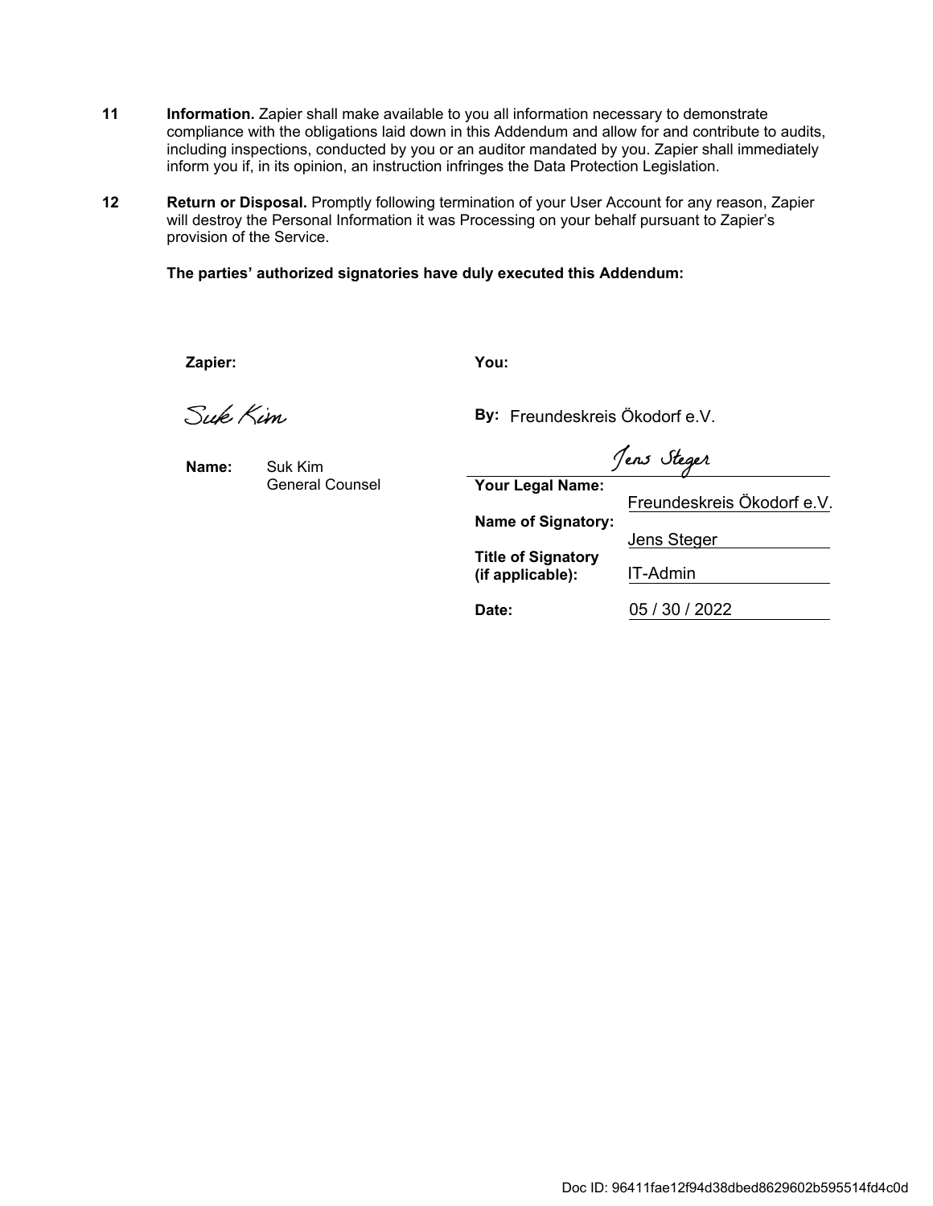**11** **Information.** Zapier shall make available to you all information necessary to demonstrate compliance with the obligations laid down in this Addendum and allow for and contribute to audits, including inspections, conducted by you or an auditor mandated by you. Zapier shall immediately inform you if, in its opinion, an instruction infringes the Data Protection Legislation.

**12** **Return or Disposal.** Promptly following termination of your User Account for any reason, Zapier will destroy the Personal Information it was Processing on your behalf pursuant to Zapier's provision of the Service.

**The parties' authorized signatories have duly executed this Addendum:**

**Zapier:**

Suk Kim

**Name:** Suk Kim
General Counsel

**You:**

**By:** Freundeskreis Ökodorf e.V.

Jens Steger

**Your Legal Name:** Freundeskreis Ökodorf e.V.

**Name of Signatory:** Jens Steger

**Title of Signatory (if applicable):** IT-Admin

**Date:** 05 / 30 / 2022

Doc ID: 96411fae12f94d38dbed8629602b595514fd4c0d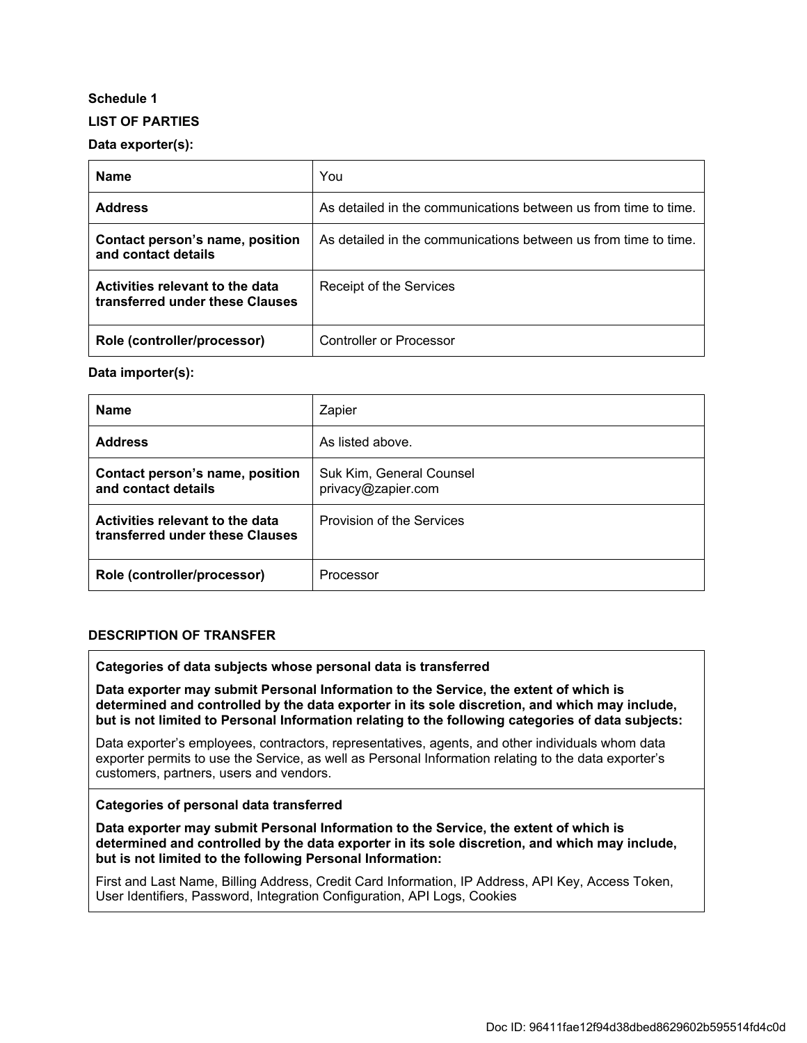**Schedule 1**

**LIST OF PARTIES**

**Data exporter(s):**

| **Name** | You |
|---|---|
| **Address** | As detailed in the communications between us from time to time. |
| **Contact person's name, position and contact details** | As detailed in the communications between us from time to time. |
| **Activities relevant to the data transferred under these Clauses** | Receipt of the Services |
| **Role (controller/processor)** | Controller or Processor |

**Data importer(s):**

| **Name** | Zapier |
|---|---|
| **Address** | As listed above. |
| **Contact person's name, position and contact details** | Suk Kim, General Counsel<br>privacy@zapier.com |
| **Activities relevant to the data transferred under these Clauses** | Provision of the Services |
| **Role (controller/processor)** | Processor |

**DESCRIPTION OF TRANSFER**

| **Categories of data subjects whose personal data is transferred** |
|---|
| **Data exporter may submit Personal Information to the Service, the extent of which is determined and controlled by the data exporter in its sole discretion, and which may include, but is not limited to Personal Information relating to the following categories of data subjects:**<br>Data exporter's employees, contractors, representatives, agents, and other individuals whom data exporter permits to use the Service, as well as Personal Information relating to the data exporter's customers, partners, users and vendors. |
| **Categories of personal data transferred** |
| **Data exporter may submit Personal Information to the Service, the extent of which is determined and controlled by the data exporter in its sole discretion, and which may include, but is not limited to the following Personal Information:**<br>First and Last Name, Billing Address, Credit Card Information, IP Address, API Key, Access Token, User Identifiers, Password, Integration Configuration, API Logs, Cookies |

Doc ID: 96411fae12f94d38dbed8629602b595514fd4c0d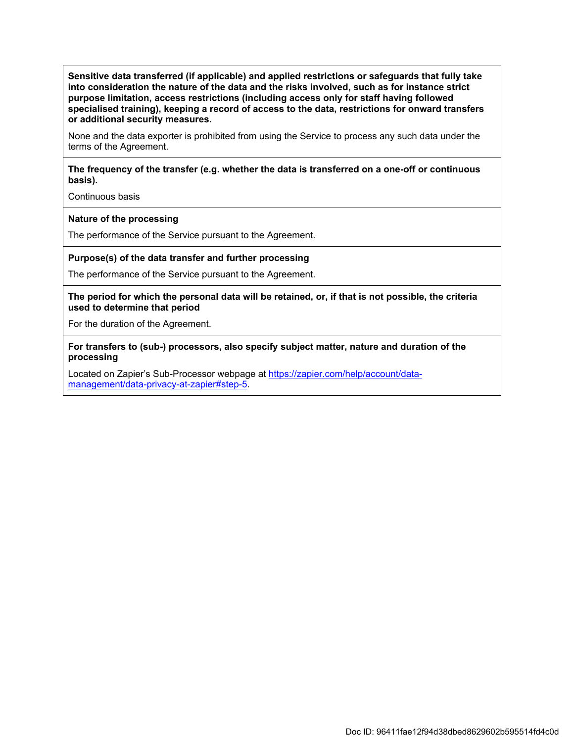| **Sensitive data transferred (if applicable) and applied restrictions or safeguards that fully take into consideration the nature of the data and the risks involved, such as for instance strict purpose limitation, access restrictions (including access only for staff having followed specialised training), keeping a record of access to the data, restrictions for onward transfers or additional security measures.**<br><br>None and the data exporter is prohibited from using the Service to process any such data under the terms of the Agreement. |
|---|
| **The frequency of the transfer (e.g. whether the data is transferred on a one-off or continuous basis).**<br><br>Continuous basis |
| **Nature of the processing**<br><br>The performance of the Service pursuant to the Agreement. |
| **Purpose(s) of the data transfer and further processing**<br><br>The performance of the Service pursuant to the Agreement. |
| **The period for which the personal data will be retained, or, if that is not possible, the criteria used to determine that period**<br><br>For the duration of the Agreement. |
| **For transfers to (sub-) processors, also specify subject matter, nature and duration of the processing**<br><br>Located on Zapier's Sub-Processor webpage at [https://zapier.com/help/account/data-management/data-privacy-at-zapier#step-5](https://zapier.com/help/account/data-management/data-privacy-at-zapier#step-5). |

Doc ID: 96411fae12f94d38dbed8629602b595514fd4c0d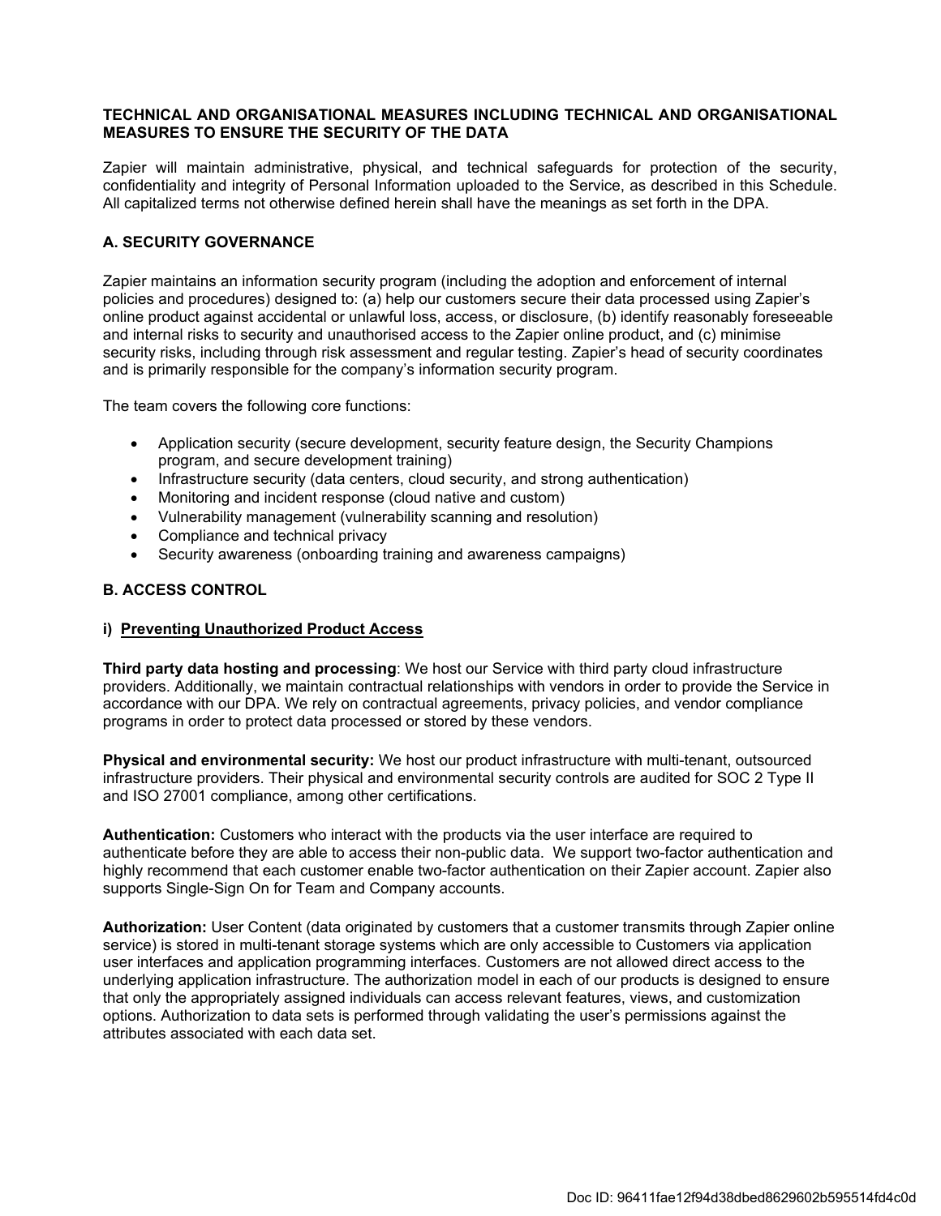**TECHNICAL AND ORGANISATIONAL MEASURES INCLUDING TECHNICAL AND ORGANISATIONAL MEASURES TO ENSURE THE SECURITY OF THE DATA**

Zapier will maintain administrative, physical, and technical safeguards for protection of the security, confidentiality and integrity of Personal Information uploaded to the Service, as described in this Schedule. All capitalized terms not otherwise defined herein shall have the meanings as set forth in the DPA.

## A. SECURITY GOVERNANCE

Zapier maintains an information security program (including the adoption and enforcement of internal policies and procedures) designed to: (a) help our customers secure their data processed using Zapier's online product against accidental or unlawful loss, access, or disclosure, (b) identify reasonably foreseeable and internal risks to security and unauthorised access to the Zapier online product, and (c) minimise security risks, including through risk assessment and regular testing. Zapier's head of security coordinates and is primarily responsible for the company's information security program.

The team covers the following core functions:

- Application security (secure development, security feature design, the Security Champions program, and secure development training)
- Infrastructure security (data centers, cloud security, and strong authentication)
- Monitoring and incident response (cloud native and custom)
- Vulnerability management (vulnerability scanning and resolution)
- Compliance and technical privacy
- Security awareness (onboarding training and awareness campaigns)

## B. ACCESS CONTROL

### i) Preventing Unauthorized Product Access

**Third party data hosting and processing**: We host our Service with third party cloud infrastructure providers. Additionally, we maintain contractual relationships with vendors in order to provide the Service in accordance with our DPA. We rely on contractual agreements, privacy policies, and vendor compliance programs in order to protect data processed or stored by these vendors.

**Physical and environmental security:** We host our product infrastructure with multi-tenant, outsourced infrastructure providers. Their physical and environmental security controls are audited for SOC 2 Type II and ISO 27001 compliance, among other certifications.

**Authentication:** Customers who interact with the products via the user interface are required to authenticate before they are able to access their non-public data. We support two-factor authentication and highly recommend that each customer enable two-factor authentication on their Zapier account. Zapier also supports Single-Sign On for Team and Company accounts.

**Authorization:** User Content (data originated by customers that a customer transmits through Zapier online service) is stored in multi-tenant storage systems which are only accessible to Customers via application user interfaces and application programming interfaces. Customers are not allowed direct access to the underlying application infrastructure. The authorization model in each of our products is designed to ensure that only the appropriately assigned individuals can access relevant features, views, and customization options. Authorization to data sets is performed through validating the user's permissions against the attributes associated with each data set.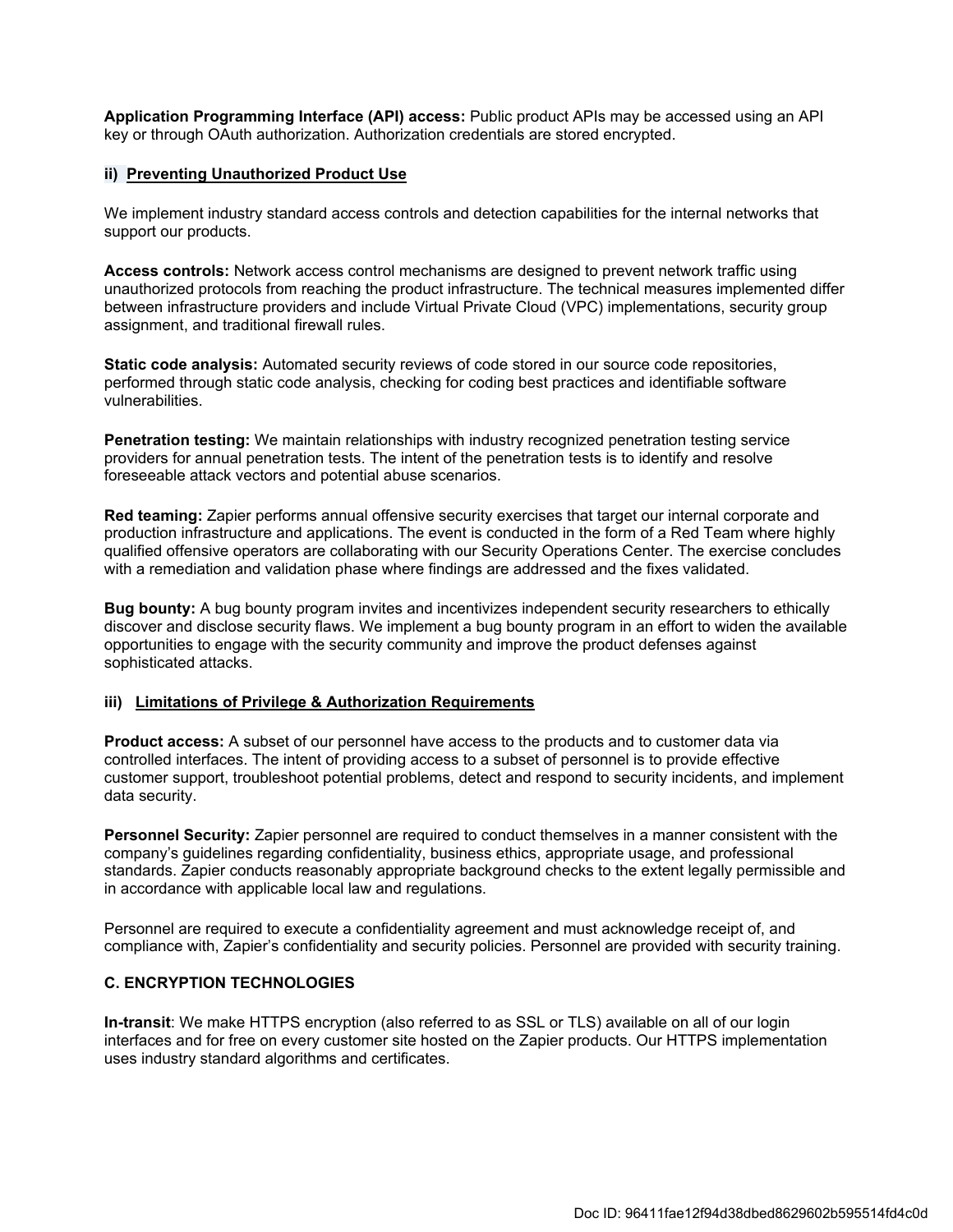**Application Programming Interface (API) access:** Public product APIs may be accessed using an API key or through OAuth authorization. Authorization credentials are stored encrypted.

#### ii) <u>Preventing Unauthorized Product Use</u>

We implement industry standard access controls and detection capabilities for the internal networks that support our products.

**Access controls:** Network access control mechanisms are designed to prevent network traffic using unauthorized protocols from reaching the product infrastructure. The technical measures implemented differ between infrastructure providers and include Virtual Private Cloud (VPC) implementations, security group assignment, and traditional firewall rules.

**Static code analysis:** Automated security reviews of code stored in our source code repositories, performed through static code analysis, checking for coding best practices and identifiable software vulnerabilities.

**Penetration testing:** We maintain relationships with industry recognized penetration testing service providers for annual penetration tests. The intent of the penetration tests is to identify and resolve foreseeable attack vectors and potential abuse scenarios.

**Red teaming:** Zapier performs annual offensive security exercises that target our internal corporate and production infrastructure and applications. The event is conducted in the form of a Red Team where highly qualified offensive operators are collaborating with our Security Operations Center. The exercise concludes with a remediation and validation phase where findings are addressed and the fixes validated.

**Bug bounty:** A bug bounty program invites and incentivizes independent security researchers to ethically discover and disclose security flaws. We implement a bug bounty program in an effort to widen the available opportunities to engage with the security community and improve the product defenses against sophisticated attacks.

#### iii) <u>Limitations of Privilege & Authorization Requirements</u>

**Product access:** A subset of our personnel have access to the products and to customer data via controlled interfaces. The intent of providing access to a subset of personnel is to provide effective customer support, troubleshoot potential problems, detect and respond to security incidents, and implement data security.

**Personnel Security:** Zapier personnel are required to conduct themselves in a manner consistent with the company's guidelines regarding confidentiality, business ethics, appropriate usage, and professional standards. Zapier conducts reasonably appropriate background checks to the extent legally permissible and in accordance with applicable local law and regulations.

Personnel are required to execute a confidentiality agreement and must acknowledge receipt of, and compliance with, Zapier's confidentiality and security policies. Personnel are provided with security training.

### C. ENCRYPTION TECHNOLOGIES

**In-transit**: We make HTTPS encryption (also referred to as SSL or TLS) available on all of our login interfaces and for free on every customer site hosted on the Zapier products. Our HTTPS implementation uses industry standard algorithms and certificates.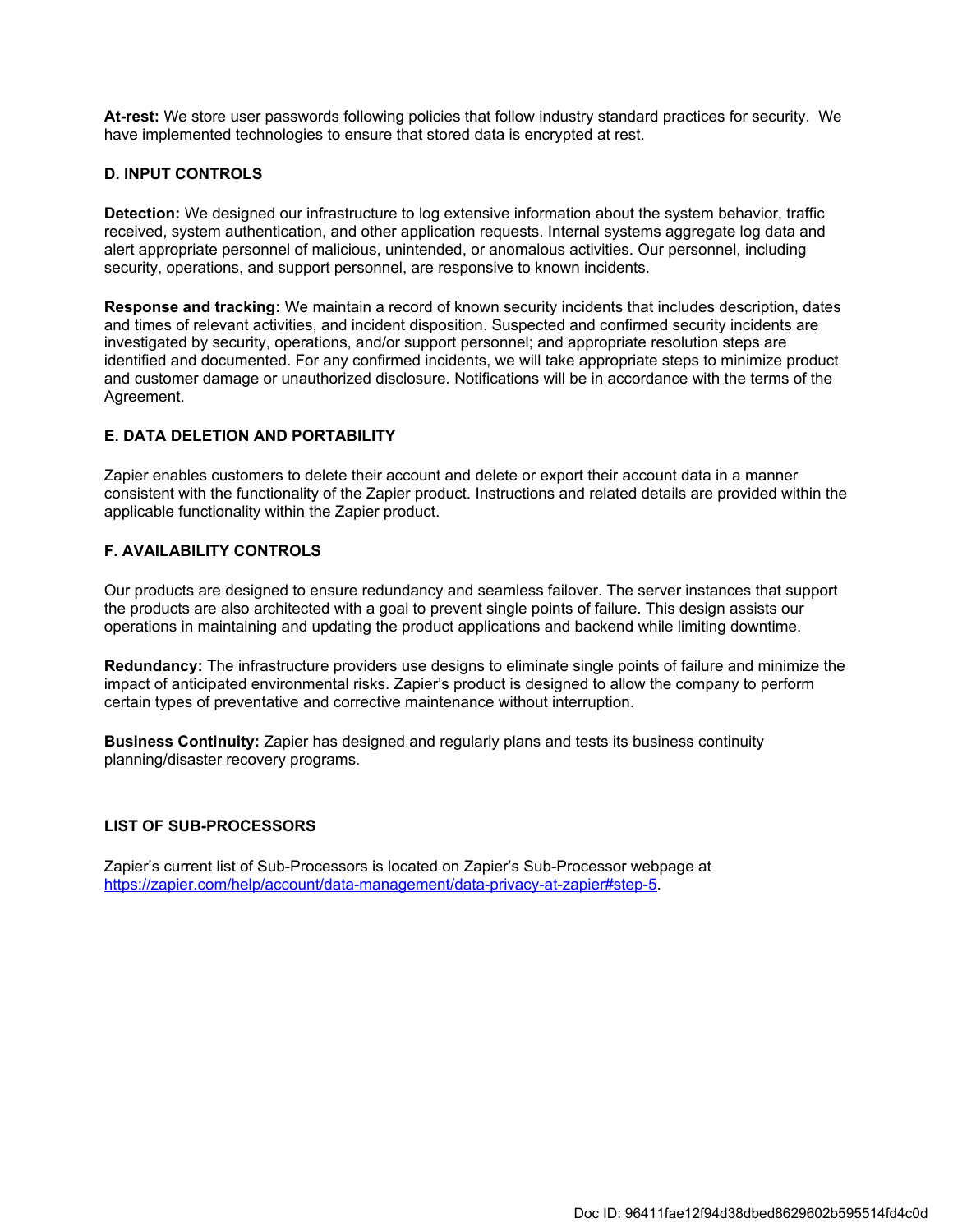**At-rest:** We store user passwords following policies that follow industry standard practices for security. We have implemented technologies to ensure that stored data is encrypted at rest.

**D. INPUT CONTROLS**

**Detection:** We designed our infrastructure to log extensive information about the system behavior, traffic received, system authentication, and other application requests. Internal systems aggregate log data and alert appropriate personnel of malicious, unintended, or anomalous activities. Our personnel, including security, operations, and support personnel, are responsive to known incidents.

**Response and tracking:** We maintain a record of known security incidents that includes description, dates and times of relevant activities, and incident disposition. Suspected and confirmed security incidents are investigated by security, operations, and/or support personnel; and appropriate resolution steps are identified and documented. For any confirmed incidents, we will take appropriate steps to minimize product and customer damage or unauthorized disclosure. Notifications will be in accordance with the terms of the Agreement.

**E. DATA DELETION AND PORTABILITY**

Zapier enables customers to delete their account and delete or export their account data in a manner consistent with the functionality of the Zapier product. Instructions and related details are provided within the applicable functionality within the Zapier product.

**F. AVAILABILITY CONTROLS**

Our products are designed to ensure redundancy and seamless failover. The server instances that support the products are also architected with a goal to prevent single points of failure. This design assists our operations in maintaining and updating the product applications and backend while limiting downtime.

**Redundancy:** The infrastructure providers use designs to eliminate single points of failure and minimize the impact of anticipated environmental risks. Zapier's product is designed to allow the company to perform certain types of preventative and corrective maintenance without interruption.

**Business Continuity:** Zapier has designed and regularly plans and tests its business continuity planning/disaster recovery programs.

**LIST OF SUB-PROCESSORS**

Zapier's current list of Sub-Processors is located on Zapier's Sub-Processor webpage at https://zapier.com/help/account/data-management/data-privacy-at-zapier#step-5.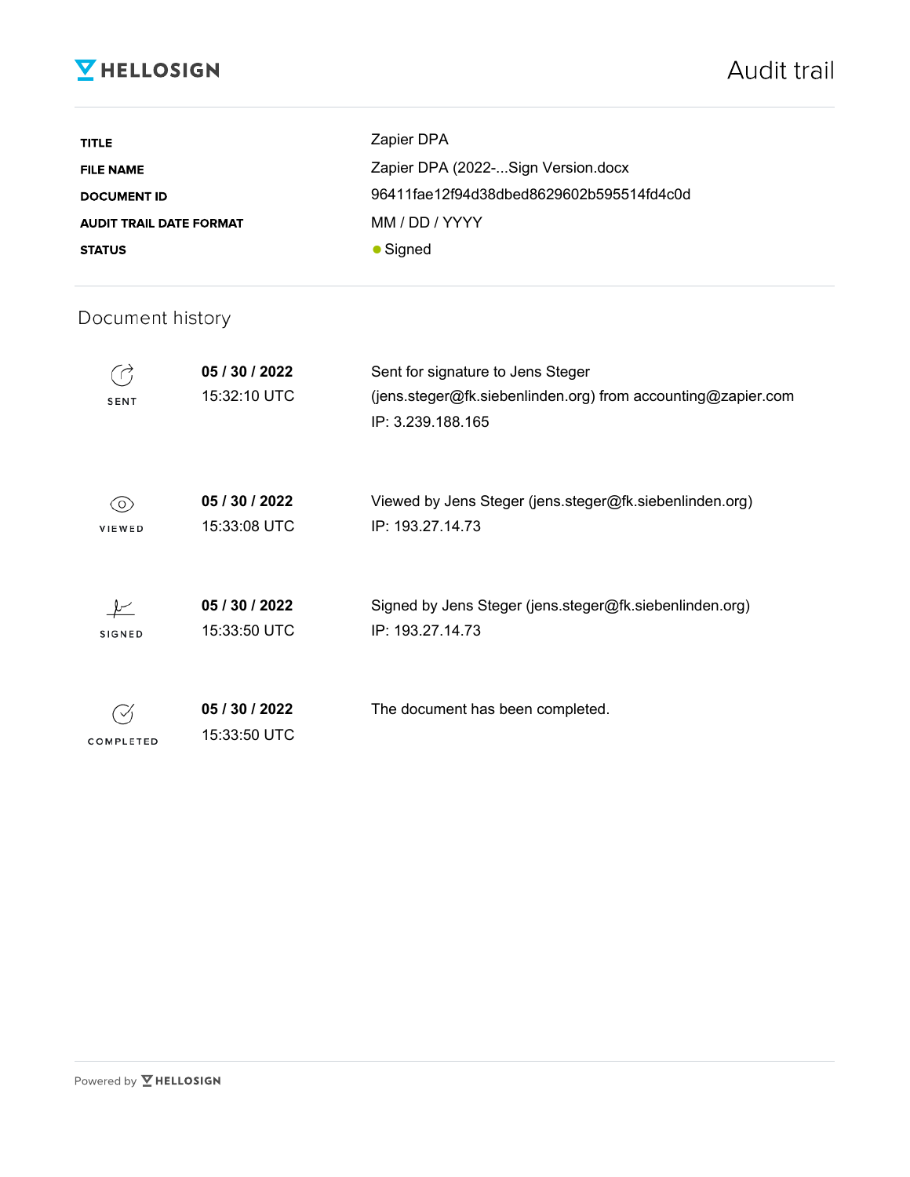HELLOSIGN

# Audit trail

| | |
|---|---|
| **TITLE** | Zapier DPA |
| **FILE NAME** | Zapier DPA (2022-...Sign Version.docx |
| **DOCUMENT ID** | 96411fae12f94d38dbed8629602b595514fd4c0d |
| **AUDIT TRAIL DATE FORMAT** | MM / DD / YYYY |
| **STATUS** | ● Signed |

## Document history

| | | |
|---|---|---|
| SENT | **05 / 30 / 2022** 15:32:10 UTC | Sent for signature to Jens Steger (jens.steger@fk.siebenlinden.org) from accounting@zapier.com IP: 3.239.188.165 |
| VIEWED | **05 / 30 / 2022** 15:33:08 UTC | Viewed by Jens Steger (jens.steger@fk.siebenlinden.org) IP: 193.27.14.73 |
| SIGNED | **05 / 30 / 2022** 15:33:50 UTC | Signed by Jens Steger (jens.steger@fk.siebenlinden.org) IP: 193.27.14.73 |
| COMPLETED | **05 / 30 / 2022** 15:33:50 UTC | The document has been completed. |

Powered by HELLOSIGN